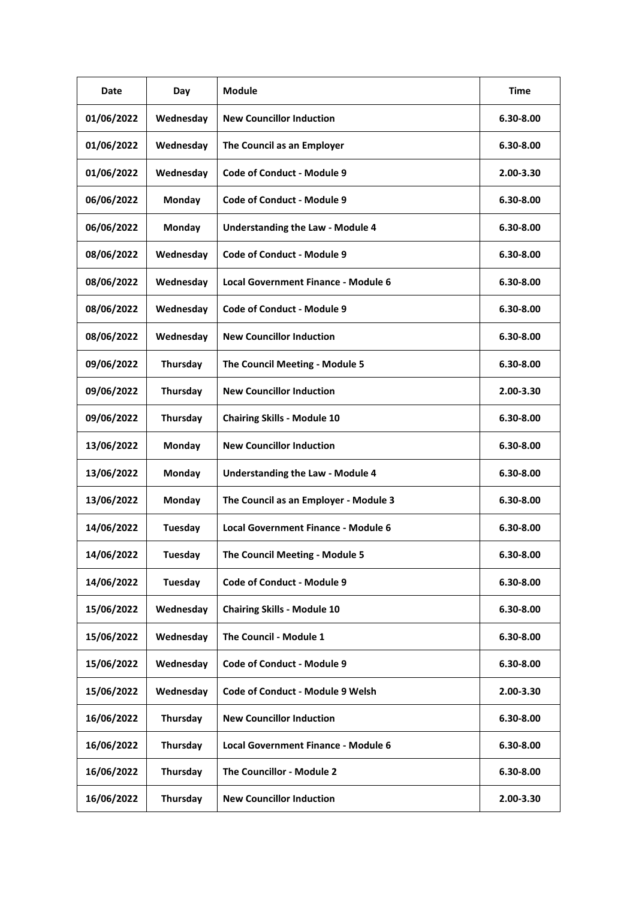| Date | Day | Module | Time |
|---|---|---|---|
| 01/06/2022 | Wednesday | New Councillor Induction | 6.30-8.00 |
| 01/06/2022 | Wednesday | The Council as an Employer | 6.30-8.00 |
| 01/06/2022 | Wednesday | Code of Conduct - Module 9 | 2.00-3.30 |
| 06/06/2022 | Monday | Code of Conduct - Module 9 | 6.30-8.00 |
| 06/06/2022 | Monday | Understanding the Law - Module 4 | 6.30-8.00 |
| 08/06/2022 | Wednesday | Code of Conduct - Module 9 | 6.30-8.00 |
| 08/06/2022 | Wednesday | Local Government Finance - Module 6 | 6.30-8.00 |
| 08/06/2022 | Wednesday | Code of Conduct - Module 9 | 6.30-8.00 |
| 08/06/2022 | Wednesday | New Councillor Induction | 6.30-8.00 |
| 09/06/2022 | Thursday | The Council Meeting - Module 5 | 6.30-8.00 |
| 09/06/2022 | Thursday | New Councillor Induction | 2.00-3.30 |
| 09/06/2022 | Thursday | Chairing Skills - Module 10 | 6.30-8.00 |
| 13/06/2022 | Monday | New Councillor Induction | 6.30-8.00 |
| 13/06/2022 | Monday | Understanding the Law - Module 4 | 6.30-8.00 |
| 13/06/2022 | Monday | The Council as an Employer - Module 3 | 6.30-8.00 |
| 14/06/2022 | Tuesday | Local Government Finance - Module 6 | 6.30-8.00 |
| 14/06/2022 | Tuesday | The Council Meeting - Module 5 | 6.30-8.00 |
| 14/06/2022 | Tuesday | Code of Conduct - Module 9 | 6.30-8.00 |
| 15/06/2022 | Wednesday | Chairing Skills - Module 10 | 6.30-8.00 |
| 15/06/2022 | Wednesday | The Council - Module 1 | 6.30-8.00 |
| 15/06/2022 | Wednesday | Code of Conduct - Module 9 | 6.30-8.00 |
| 15/06/2022 | Wednesday | Code of Conduct - Module 9 Welsh | 2.00-3.30 |
| 16/06/2022 | Thursday | New Councillor Induction | 6.30-8.00 |
| 16/06/2022 | Thursday | Local Government Finance - Module 6 | 6.30-8.00 |
| 16/06/2022 | Thursday | The Councillor - Module 2 | 6.30-8.00 |
| 16/06/2022 | Thursday | New Councillor Induction | 2.00-3.30 |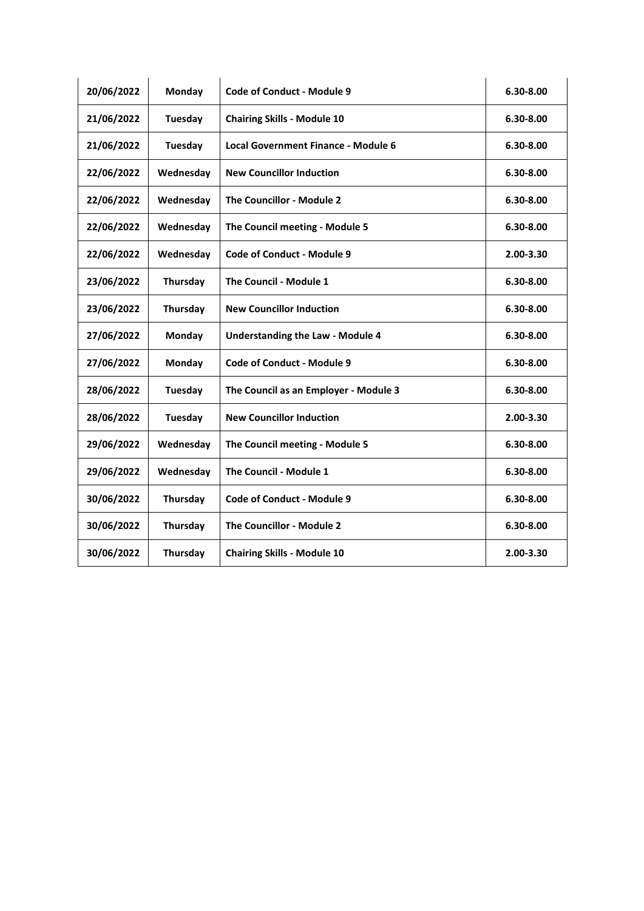| | | | |
|---|---|---|---|
| **20/06/2022** | **Monday** | **Code of Conduct - Module 9** | **6.30-8.00** |
| **21/06/2022** | **Tuesday** | **Chairing Skills - Module 10** | **6.30-8.00** |
| **21/06/2022** | **Tuesday** | **Local Government Finance - Module 6** | **6.30-8.00** |
| **22/06/2022** | **Wednesday** | **New Councillor Induction** | **6.30-8.00** |
| **22/06/2022** | **Wednesday** | **The Councillor - Module 2** | **6.30-8.00** |
| **22/06/2022** | **Wednesday** | **The Council meeting - Module 5** | **6.30-8.00** |
| **22/06/2022** | **Wednesday** | **Code of Conduct - Module 9** | **2.00-3.30** |
| **23/06/2022** | **Thursday** | **The Council - Module 1** | **6.30-8.00** |
| **23/06/2022** | **Thursday** | **New Councillor Induction** | **6.30-8.00** |
| **27/06/2022** | **Monday** | **Understanding the Law - Module 4** | **6.30-8.00** |
| **27/06/2022** | **Monday** | **Code of Conduct - Module 9** | **6.30-8.00** |
| **28/06/2022** | **Tuesday** | **The Council as an Employer - Module 3** | **6.30-8.00** |
| **28/06/2022** | **Tuesday** | **New Councillor Induction** | **2.00-3.30** |
| **29/06/2022** | **Wednesday** | **The Council meeting - Module 5** | **6.30-8.00** |
| **29/06/2022** | **Wednesday** | **The Council - Module 1** | **6.30-8.00** |
| **30/06/2022** | **Thursday** | **Code of Conduct - Module 9** | **6.30-8.00** |
| **30/06/2022** | **Thursday** | **The Councillor - Module 2** | **6.30-8.00** |
| **30/06/2022** | **Thursday** | **Chairing Skills - Module 10** | **2.00-3.30** |